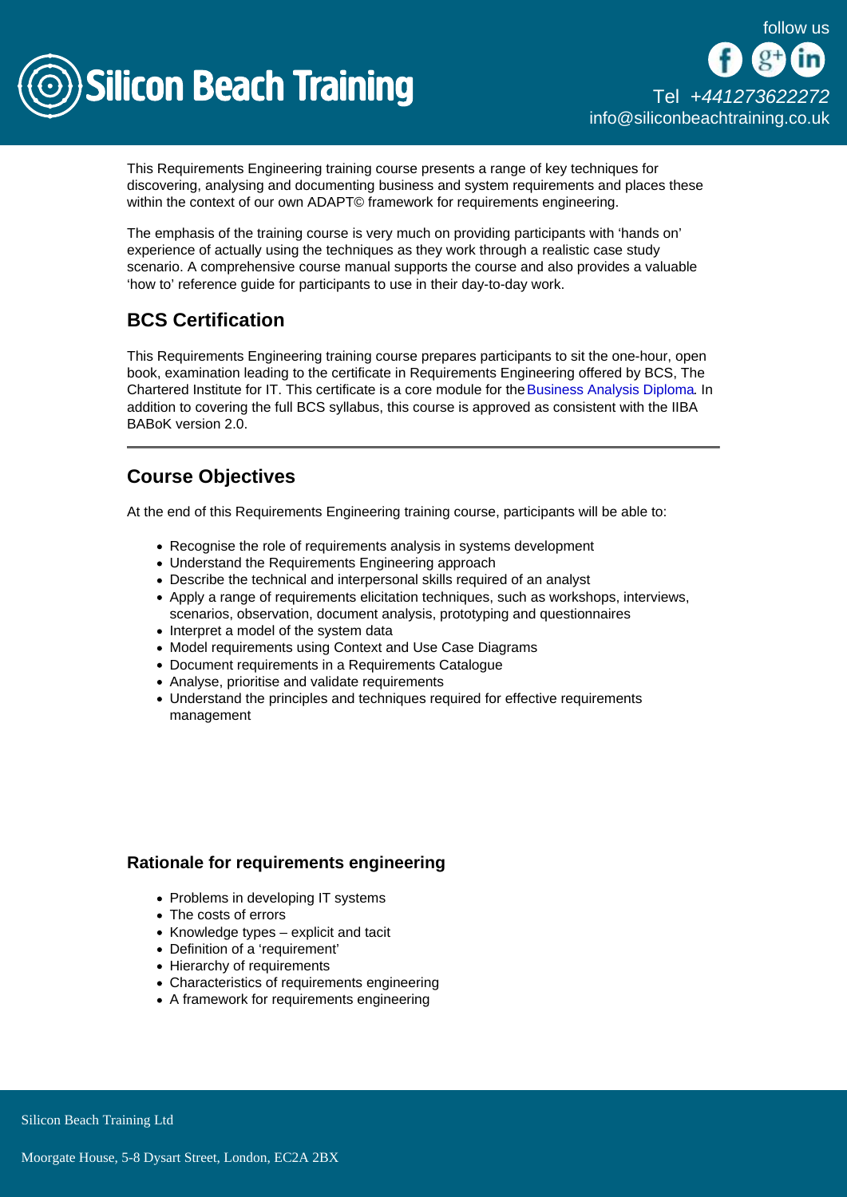This Requirements Engineering training course presents a range of key techniques for discovering, analysing and documenting business and system requirements and places these within the context of our own ADAPT© framework for requirements engineering.

The emphasis of the training course is very much on providing participants with 'hands on' experience of actually using the techniques as they work through a realistic case study scenario. A comprehensive course manual supports the course and also provides a valuable 'how to' reference guide for participants to use in their day-to-day work.

## BCS Certification

This Requirements Engineering training course prepares participants to sit the one-hour, open book, examination leading to the certificate in Requirements Engineering offered by BCS, The Chartered Institute for IT. This certificate is a core module for the Business Analysis Diploma. In addition to covering the full BCS syllabus, this course is approved as consistent with the IIBA BABoK version 2.0.

---

## Course Objectives

At the end of this Requirements Engineering training course, participants will be able to:

- Recognise the role of requirements analysis in systems development
- Understand the Requirements Engineering approach
- Describe the technical and interpersonal skills required of an analyst
- Apply a range of requirements elicitation techniques, such as workshops, interviews, scenarios, observation, document analysis, prototyping and questionnaires
- Interpret a model of the system data
- Model requirements using Context and Use Case Diagrams
- Document requirements in a Requirements Catalogue
- Analyse, prioritise and validate requirements
- Understand the principles and techniques required for effective requirements management

### Rationale for requirements engineering

- Problems in developing IT systems
- The costs of errors
- Knowledge types – explicit and tacit
- Definition of a 'requirement'
- Hierarchy of requirements
- Characteristics of requirements engineering
- A framework for requirements engineering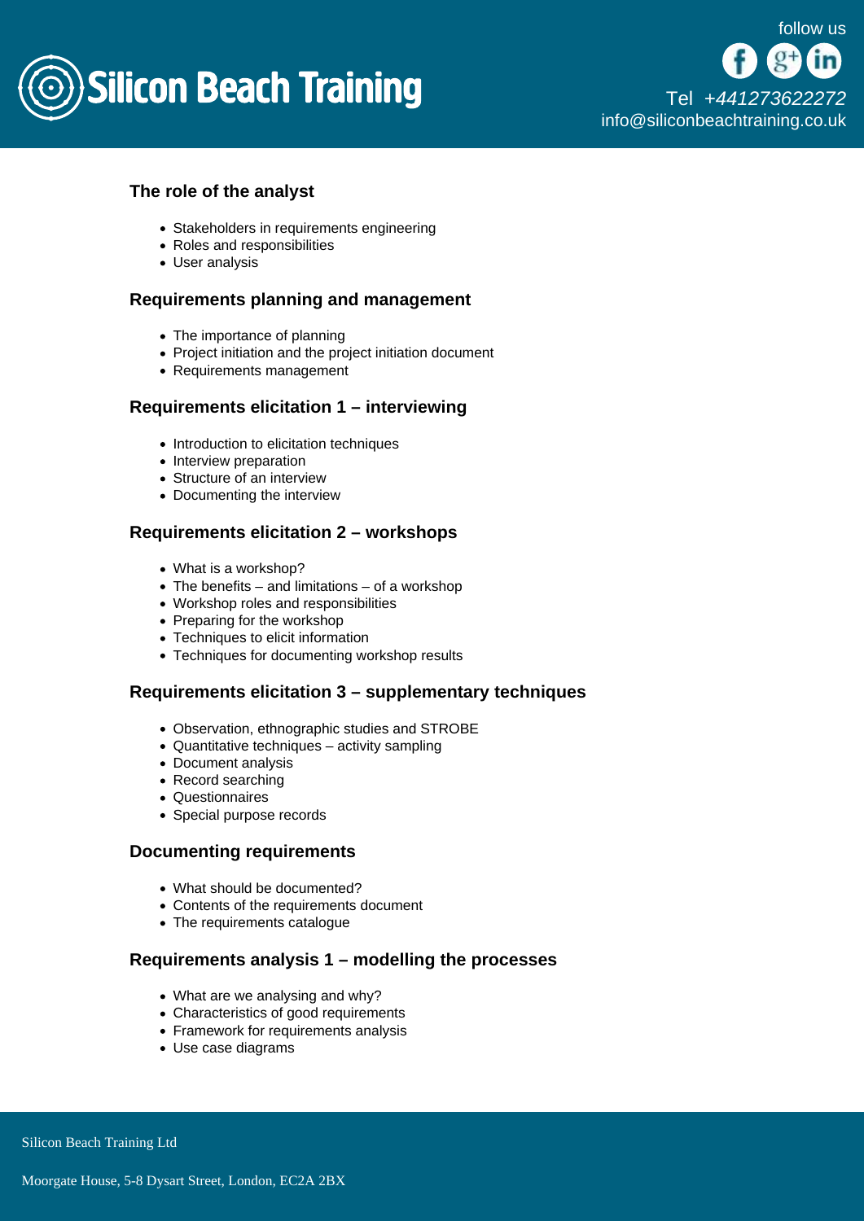### The role of the analyst

- Stakeholders in requirements engineering
- Roles and responsibilities
- User analysis

### Requirements planning and management

- The importance of planning
- Project initiation and the project initiation document
- Requirements management

### Requirements elicitation 1 – interviewing

- Introduction to elicitation techniques
- Interview preparation
- Structure of an interview
- Documenting the interview

### Requirements elicitation 2 – workshops

- What is a workshop?
- The benefits – and limitations – of a workshop
- Workshop roles and responsibilities
- Preparing for the workshop
- Techniques to elicit information
- Techniques for documenting workshop results

### Requirements elicitation 3 – supplementary techniques

- Observation, ethnographic studies and STROBE
- Quantitative techniques – activity sampling
- Document analysis
- Record searching
- Questionnaires
- Special purpose records

### Documenting requirements

- What should be documented?
- Contents of the requirements document
- The requirements catalogue

### Requirements analysis 1 – modelling the processes

- What are we analysing and why?
- Characteristics of good requirements
- Framework for requirements analysis
- Use case diagrams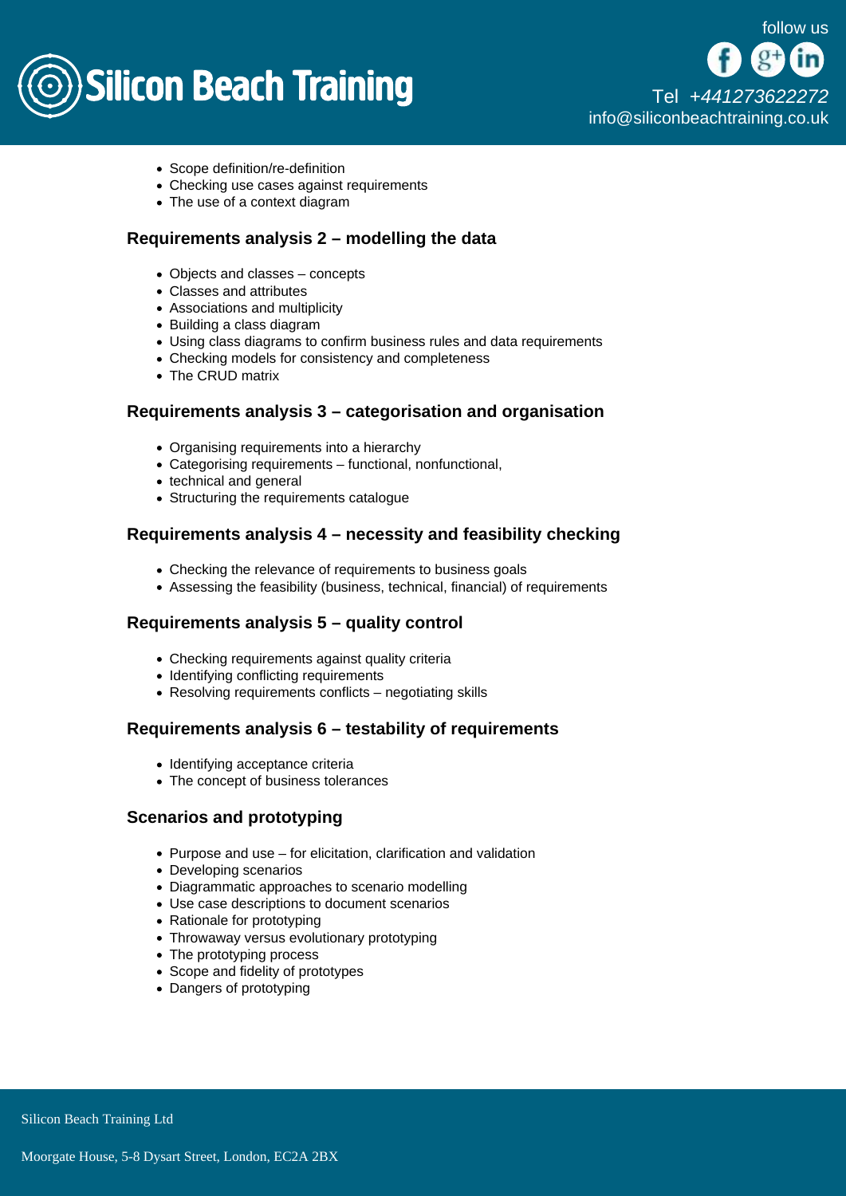- Scope definition/re-definition
- Checking use cases against requirements
- The use of a context diagram

### Requirements analysis 2 – modelling the data

- Objects and classes – concepts
- Classes and attributes
- Associations and multiplicity
- Building a class diagram
- Using class diagrams to confirm business rules and data requirements
- Checking models for consistency and completeness
- The CRUD matrix

### Requirements analysis 3 – categorisation and organisation

- Organising requirements into a hierarchy
- Categorising requirements – functional, nonfunctional,
- technical and general
- Structuring the requirements catalogue

### Requirements analysis 4 – necessity and feasibility checking

- Checking the relevance of requirements to business goals
- Assessing the feasibility (business, technical, financial) of requirements

### Requirements analysis 5 – quality control

- Checking requirements against quality criteria
- Identifying conflicting requirements
- Resolving requirements conflicts – negotiating skills

### Requirements analysis 6 – testability of requirements

- Identifying acceptance criteria
- The concept of business tolerances

### Scenarios and prototyping

- Purpose and use – for elicitation, clarification and validation
- Developing scenarios
- Diagrammatic approaches to scenario modelling
- Use case descriptions to document scenarios
- Rationale for prototyping
- Throwaway versus evolutionary prototyping
- The prototyping process
- Scope and fidelity of prototypes
- Dangers of prototyping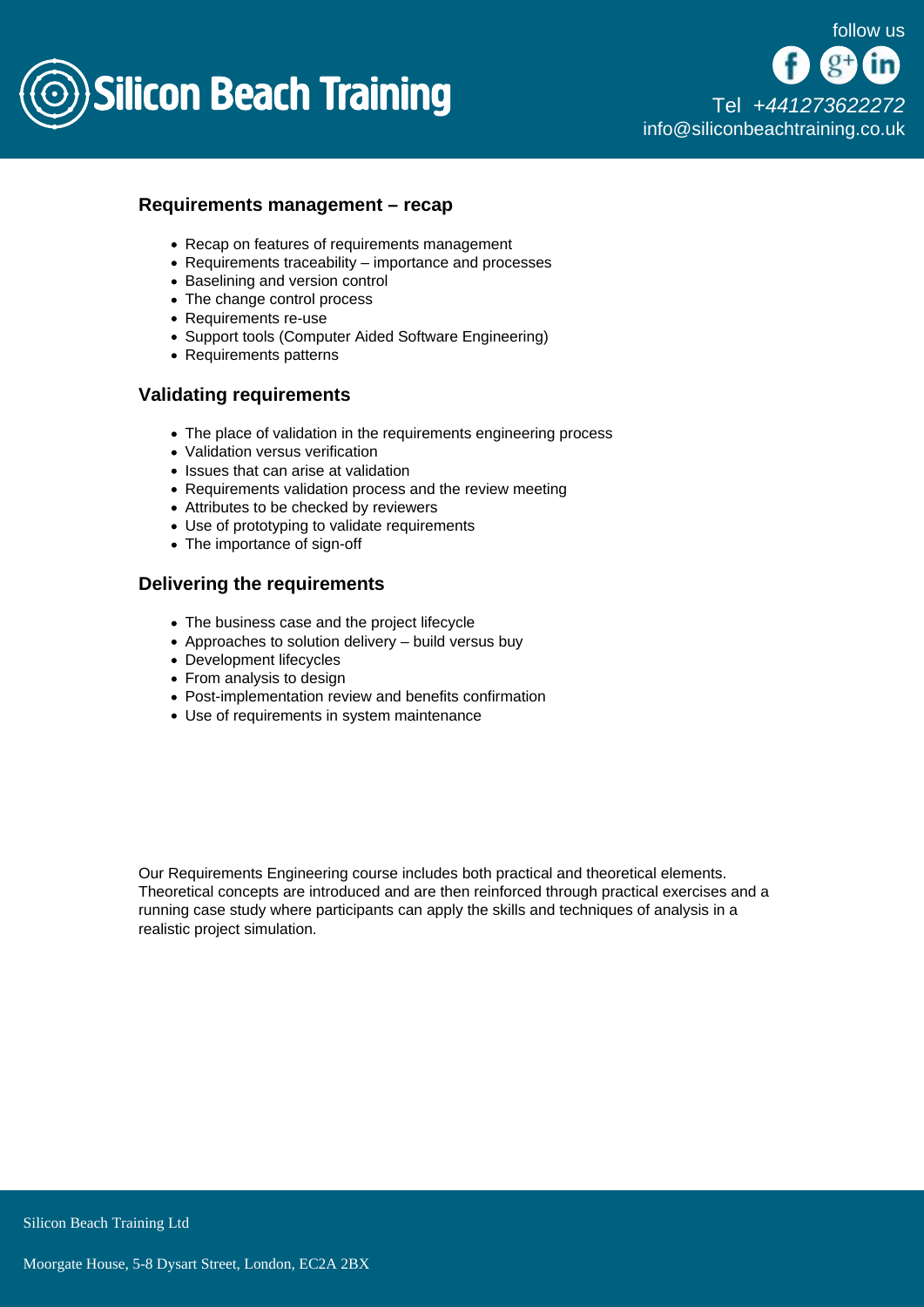### Requirements management – recap

- Recap on features of requirements management
- Requirements traceability – importance and processes
- Baselining and version control
- The change control process
- Requirements re-use
- Support tools (Computer Aided Software Engineering)
- Requirements patterns

### Validating requirements

- The place of validation in the requirements engineering process
- Validation versus verification
- Issues that can arise at validation
- Requirements validation process and the review meeting
- Attributes to be checked by reviewers
- Use of prototyping to validate requirements
- The importance of sign-off

### Delivering the requirements

- The business case and the project lifecycle
- Approaches to solution delivery – build versus buy
- Development lifecycles
- From analysis to design
- Post-implementation review and benefits confirmation
- Use of requirements in system maintenance

Our Requirements Engineering course includes both practical and theoretical elements. Theoretical concepts are introduced and are then reinforced through practical exercises and a running case study where participants can apply the skills and techniques of analysis in a realistic project simulation.